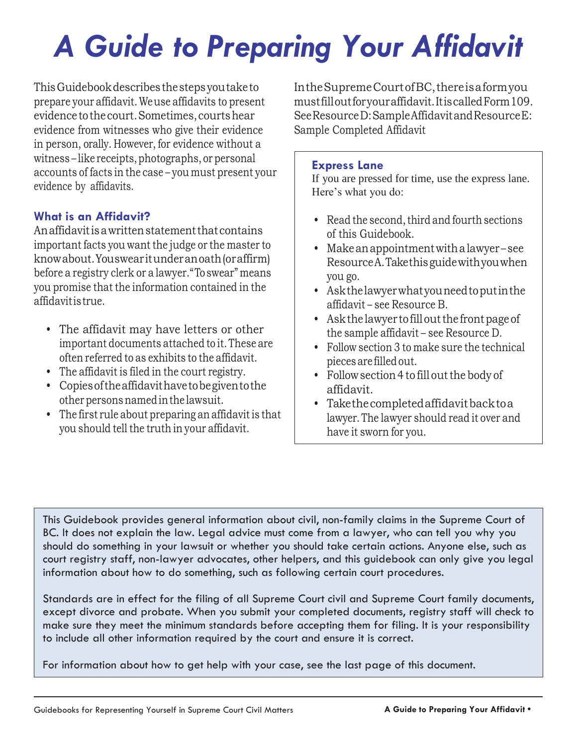# A Guide to Preparing Your Affidavit

This Guidebook describes the steps you take to prepare your affidavit. We use affidavits to present evidence to the court. Sometimes, courts hear evidence from witnesses who give their evidence in person, orally. However, for evidence without a witness – like receipts, photographs, or personal accounts of facts in the case – you must present your evidence by affidavits.

### What is an Affidavit?

An affidavit is a written statement that contains important facts you want the judge or the master to know about. You swear it under an oath (or affirm) before a registry clerk or a lawyer. "To swear" means you promise that the information contained in the affidavit is true.

- The affidavit may have letters or other important documents attached to it. These are often referred to as exhibits to the affidavit.
- The affidavit is filed in the court registry.
- Copies of the affidavit have to be given to the other persons named in the lawsuit.
- The first rule about preparing an affidavit is that you should tell the truth in your affidavit.

In the Supreme Court of BC, there is a form you must fill out for your affidavit. It is called Form 109. See Resource D: Sample Affidavit and Resource E: Sample Completed Affidavit

### Express Lane

If you are pressed for time, use the express lane. Here's what you do:

- Read the second, third and fourth sections of this Guidebook.
- Make an appointment with a lawyer – see Resource A. Take this guide with you when you go.
- Ask the lawyer what you need to put in the affidavit – see Resource B.
- Ask the lawyer to fill out the front page of the sample affidavit – see Resource D.
- Follow section 3 to make sure the technical pieces are filled out.
- Follow section 4 to fill out the body of affidavit.
- Take the completed affidavit back to a lawyer. The lawyer should read it over and have it sworn for you.

This Guidebook provides general information about civil, non-family claims in the Supreme Court of BC. It does not explain the law. Legal advice must come from a lawyer, who can tell you why you should do something in your lawsuit or whether you should take certain actions. Anyone else, such as court registry staff, non-lawyer advocates, other helpers, and this guidebook can only give you legal information about how to do something, such as following certain court procedures.

Standards are in effect for the filing of all Supreme Court civil and Supreme Court family documents, except divorce and probate. When you submit your completed documents, registry staff will check to make sure they meet the minimum standards before accepting them for filing. It is your responsibility to include all other information required by the court and ensure it is correct.

For information about how to get help with your case, see the last page of this document.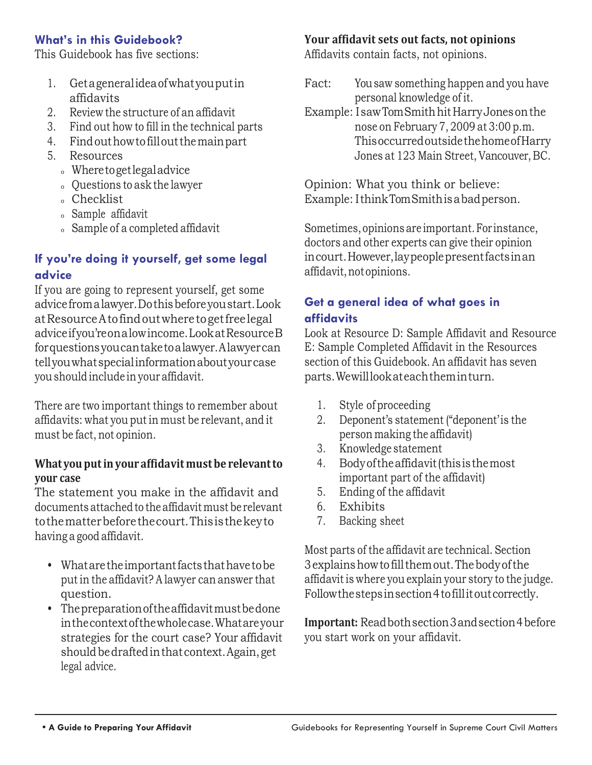## What's in this Guidebook?

This Guidebook has five sections:

1. Get a general idea of what you put in affidavits
2. Review the structure of an affidavit
3. Find out how to fill in the technical parts
4. Find out how to fill out the main part
5. Resources
   - Where to get legal advice
   - Questions to ask the lawyer
   - Checklist
   - Sample affidavit
   - Sample of a completed affidavit

## If you're doing it yourself, get some legal advice

If you are going to represent yourself, get some advice from a lawyer. Do this before you start. Look at Resource A to find out where to get free legal advice if you're on a low income. Look at Resource B for questions you can take to a lawyer. A lawyer can tell you what special information about your case you should include in your affidavit.

There are two important things to remember about affidavits: what you put in must be relevant, and it must be fact, not opinion.

### What you put in your affidavit must be relevant to your case

The statement you make in the affidavit and documents attached to the affidavit must be relevant to the matter before the court. This is the key to having a good affidavit.

- What are the important facts that have to be put in the affidavit? A lawyer can answer that question.
- The preparation of the affidavit must be done in the context of the whole case. What are your strategies for the court case? Your affidavit should be drafted in that context. Again, get legal advice.

### Your affidavit sets out facts, not opinions

Affidavits contain facts, not opinions.

Fact: You saw something happen and you have personal knowledge of it.
Example: I saw Tom Smith hit Harry Jones on the nose on February 7, 2009 at 3:00 p.m. This occurred outside the home of Harry Jones at 123 Main Street, Vancouver, BC.

Opinion: What you think or believe:
Example: I think Tom Smith is a bad person.

Sometimes, opinions are important. For instance, doctors and other experts can give their opinion in court. However, lay people present facts in an affidavit, not opinions.

## Get a general idea of what goes in affidavits

Look at Resource D: Sample Affidavit and Resource E: Sample Completed Affidavit in the Resources section of this Guidebook. An affidavit has seven parts. We will look at each them in turn.

1. Style of proceeding
2. Deponent's statement ("deponent" is the person making the affidavit)
3. Knowledge statement
4. Body of the affidavit (this is the most important part of the affidavit)
5. Ending of the affidavit
6. Exhibits
7. Backing sheet

Most parts of the affidavit are technical. Section 3 explains how to fill them out. The body of the affidavit is where you explain your story to the judge. Follow the steps in section 4 to fill it out correctly.

**Important:** Read both section 3 and section 4 before you start work on your affidavit.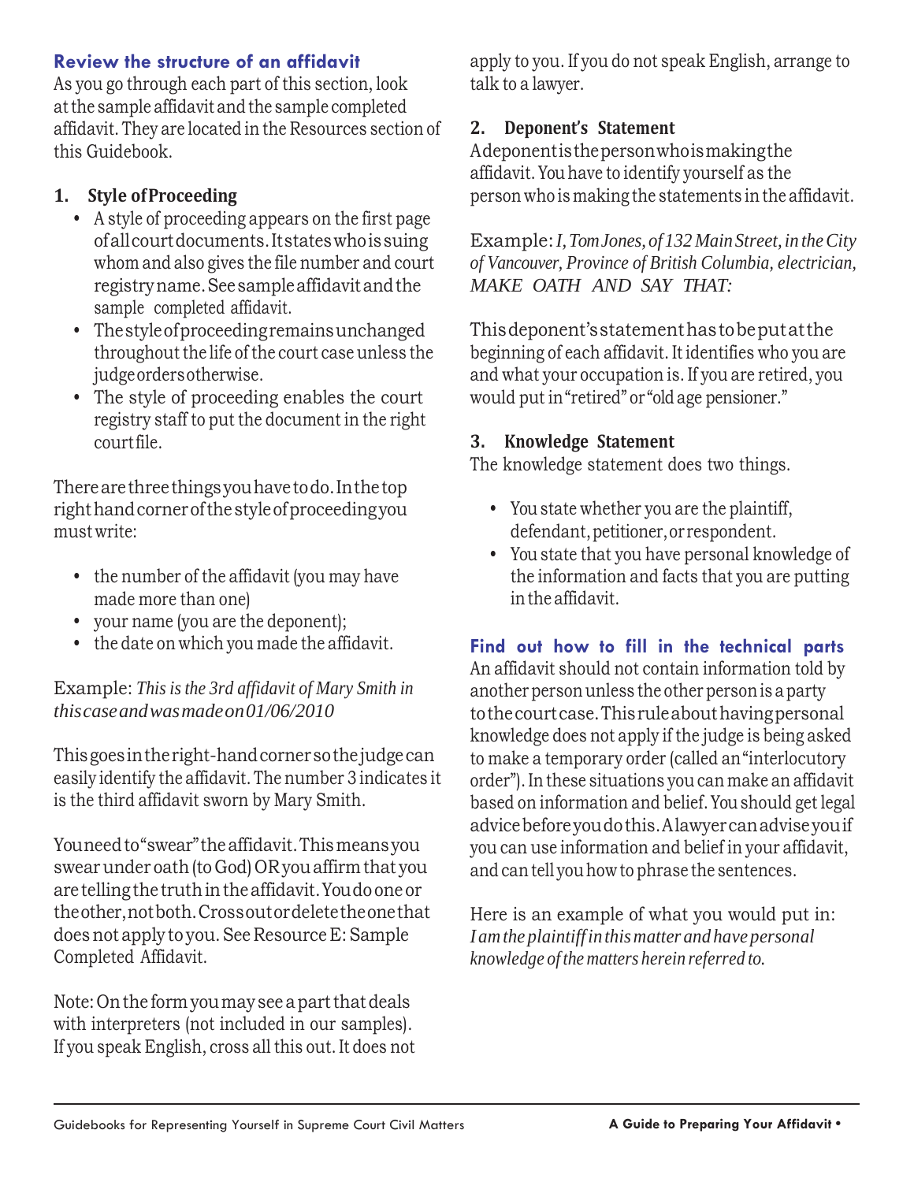## Review the structure of an affidavit

As you go through each part of this section, look at the sample affidavit and the sample completed affidavit. They are located in the Resources section of this Guidebook.

### 1. Style of Proceeding

- A style of proceeding appears on the first page of all court documents. It states who is suing whom and also gives the file number and court registry name. See sample affidavit and the sample completed affidavit.
- The style of proceeding remains unchanged throughout the life of the court case unless the judge orders otherwise.
- The style of proceeding enables the court registry staff to put the document in the right court file.

There are three things you have to do. In the top right hand corner of the style of proceeding you must write:

- the number of the affidavit (you may have made more than one)
- your name (you are the deponent);
- the date on which you made the affidavit.

Example: *This is the 3rd affidavit of Mary Smith in this case and was made on 01/06/2010*

This goes in the right-hand corner so the judge can easily identify the affidavit. The number 3 indicates it is the third affidavit sworn by Mary Smith.

You need to "swear" the affidavit. This means you swear under oath (to God) OR you affirm that you are telling the truth in the affidavit. You do one or the other, not both. Cross out or delete the one that does not apply to you. See Resource E: Sample Completed Affidavit.

Note: On the form you may see a part that deals with interpreters (not included in our samples). If you speak English, cross all this out. It does not apply to you. If you do not speak English, arrange to talk to a lawyer.

### 2. Deponent's Statement

A deponent is the person who is making the affidavit. You have to identify yourself as the person who is making the statements in the affidavit.

Example: *I, Tom Jones, of 132 Main Street, in the City of Vancouver, Province of British Columbia, electrician, MAKE OATH AND SAY THAT:*

This deponent's statement has to be put at the beginning of each affidavit. It identifies who you are and what your occupation is. If you are retired, you would put in "retired" or "old age pensioner."

### 3. Knowledge Statement

The knowledge statement does two things.

- You state whether you are the plaintiff, defendant, petitioner, or respondent.
- You state that you have personal knowledge of the information and facts that you are putting in the affidavit.

## Find out how to fill in the technical parts

An affidavit should not contain information told by another person unless the other person is a party to the court case. This rule about having personal knowledge does not apply if the judge is being asked to make a temporary order (called an "interlocutory order"). In these situations you can make an affidavit based on information and belief. You should get legal advice before you do this. A lawyer can advise you if you can use information and belief in your affidavit, and can tell you how to phrase the sentences.

Here is an example of what you would put in: *I am the plaintiff in this matter and have personal knowledge of the matters herein referred to.*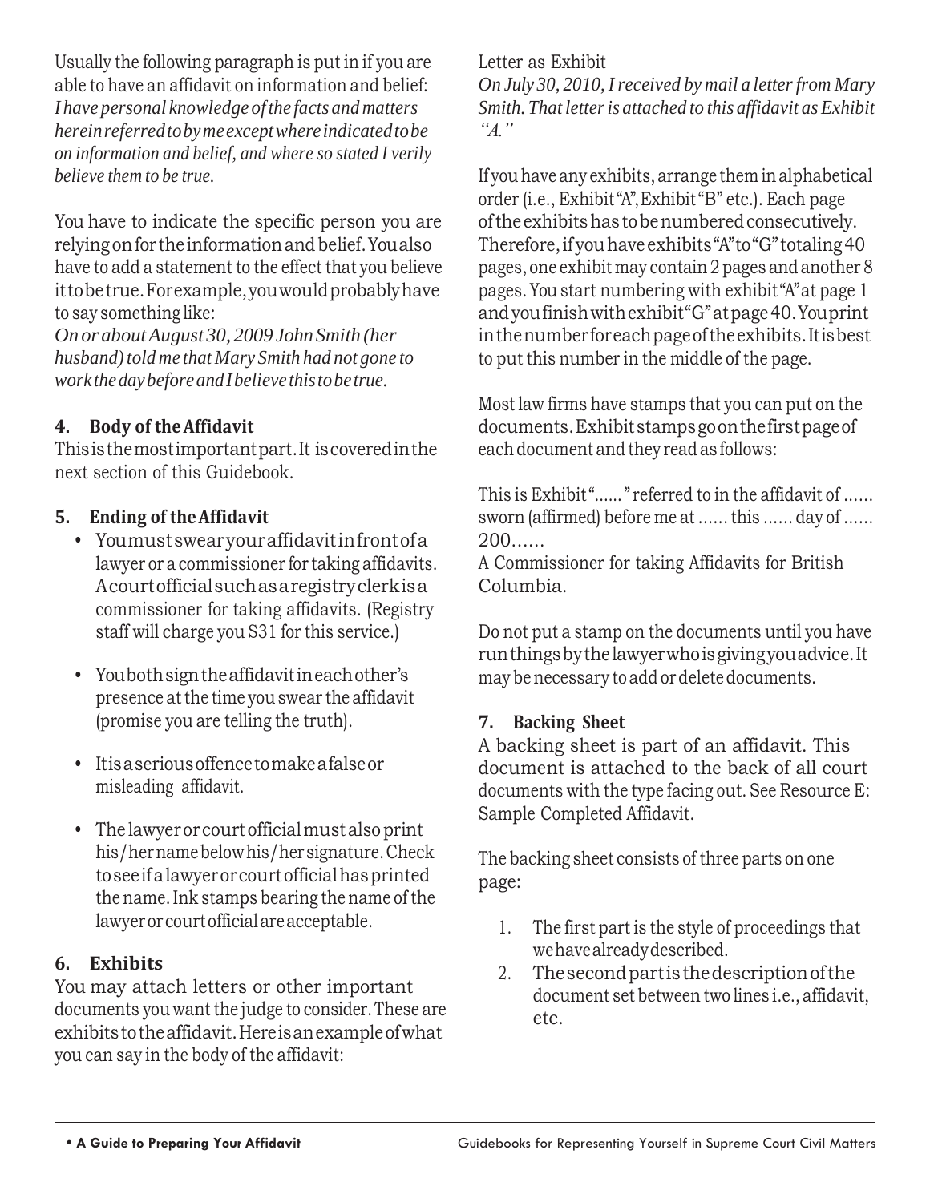Usually the following paragraph is put in if you are able to have an affidavit on information and belief:
*I have personal knowledge of the facts and matters herein referred to by me except where indicated to be on information and belief, and where so stated I verily believe them to be true.*

You have to indicate the specific person you are relying on for the information and belief. You also have to add a statement to the effect that you believe it to be true. For example, you would probably have to say something like:
*On or about August 30, 2009 John Smith (her husband) told me that Mary Smith had not gone to work the day before and I believe this to be true.*

### 4. Body of the Affidavit

This is the most important part. It is covered in the next section of this Guidebook.

### 5. Ending of the Affidavit

- You must swear your affidavit in front of a lawyer or a commissioner for taking affidavits. A court official such as a registry clerk is a commissioner for taking affidavits. (Registry staff will charge you $31 for this service.)
- You both sign the affidavit in each other's presence at the time you swear the affidavit (promise you are telling the truth).
- It is a serious offence to make a false or misleading affidavit.
- The lawyer or court official must also print his/her name below his/her signature. Check to see if a lawyer or court official has printed the name. Ink stamps bearing the name of the lawyer or court official are acceptable.

### 6. Exhibits

You may attach letters or other important documents you want the judge to consider. These are exhibits to the affidavit. Here is an example of what you can say in the body of the affidavit:

Letter as Exhibit
*On July 30, 2010, I received by mail a letter from Mary Smith. That letter is attached to this affidavit as Exhibit "A."*

If you have any exhibits, arrange them in alphabetical order (i.e., Exhibit "A", Exhibit "B" etc.). Each page of the exhibits has to be numbered consecutively. Therefore, if you have exhibits "A" to "G" totaling 40 pages, one exhibit may contain 2 pages and another 8 pages. You start numbering with exhibit "A" at page 1 and you finish with exhibit "G" at page 40. You print in the number for each page of the exhibits. It is best to put this number in the middle of the page.

Most law firms have stamps that you can put on the documents. Exhibit stamps go on the first page of each document and they read as follows:

This is Exhibit "......" referred to in the affidavit of ...... sworn (affirmed) before me at ...... this ...... day of ...... 200......
A Commissioner for taking Affidavits for British Columbia.

Do not put a stamp on the documents until you have run things by the lawyer who is giving you advice. It may be necessary to add or delete documents.

### 7. Backing Sheet

A backing sheet is part of an affidavit. This document is attached to the back of all court documents with the type facing out. See Resource E: Sample Completed Affidavit.

The backing sheet consists of three parts on one page:

1. The first part is the style of proceedings that we have already described.
2. The second part is the description of the document set between two lines i.e., affidavit, etc.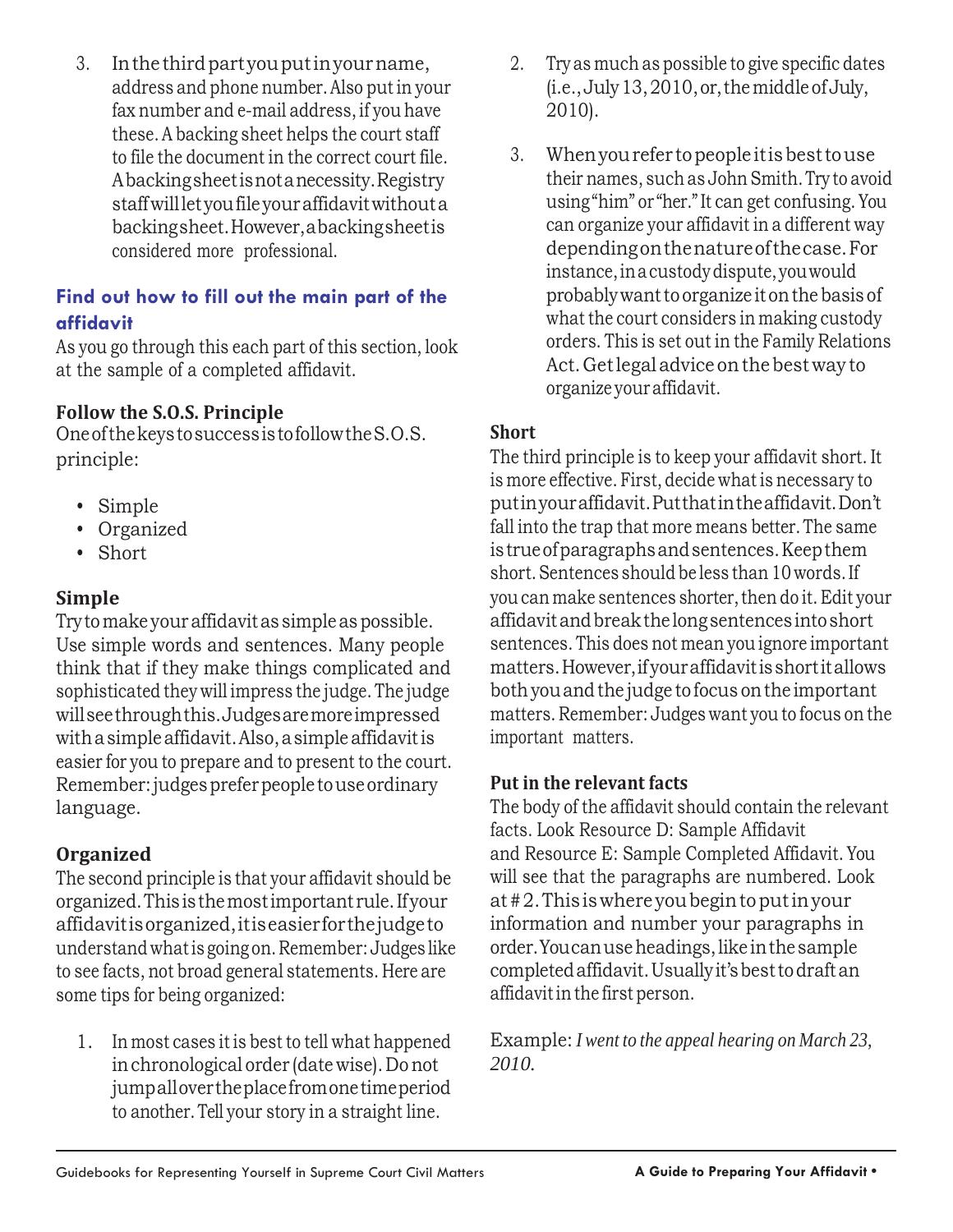3. In the third part you put in your name, address and phone number. Also put in your fax number and e-mail address, if you have these. A backing sheet helps the court staff to file the document in the correct court file. A backing sheet is not a necessity. Registry staff will let you file your affidavit without a backing sheet. However, a backing sheet is considered more professional.

## Find out how to fill out the main part of the affidavit

As you go through this each part of this section, look at the sample of a completed affidavit.

### Follow the S.O.S. Principle

One of the keys to success is to follow the S.O.S. principle:

- Simple
- Organized
- Short

### Simple

Try to make your affidavit as simple as possible. Use simple words and sentences. Many people think that if they make things complicated and sophisticated they will impress the judge. The judge will see through this. Judges are more impressed with a simple affidavit. Also, a simple affidavit is easier for you to prepare and to present to the court. Remember: judges prefer people to use ordinary language.

### Organized

The second principle is that your affidavit should be organized. This is the most important rule. If your affidavit is organized, it is easier for the judge to understand what is going on. Remember: Judges like to see facts, not broad general statements. Here are some tips for being organized:

1. In most cases it is best to tell what happened in chronological order (date wise). Do not jump all over the place from one time period to another. Tell your story in a straight line.
2. Try as much as possible to give specific dates (i.e., July 13, 2010, or, the middle of July, 2010).
3. When you refer to people it is best to use their names, such as John Smith. Try to avoid using "him" or "her." It can get confusing. You can organize your affidavit in a different way depending on the nature of the case. For instance, in a custody dispute, you would probably want to organize it on the basis of what the court considers in making custody orders. This is set out in the Family Relations Act. Get legal advice on the best way to organize your affidavit.

### Short

The third principle is to keep your affidavit short. It is more effective. First, decide what is necessary to put in your affidavit. Put that in the affidavit. Don't fall into the trap that more means better. The same is true of paragraphs and sentences. Keep them short. Sentences should be less than 10 words. If you can make sentences shorter, then do it. Edit your affidavit and break the long sentences into short sentences. This does not mean you ignore important matters. However, if your affidavit is short it allows both you and the judge to focus on the important matters. Remember: Judges want you to focus on the important matters.

### Put in the relevant facts

The body of the affidavit should contain the relevant facts. Look Resource D: Sample Affidavit and Resource E: Sample Completed Affidavit. You will see that the paragraphs are numbered. Look at # 2. This is where you begin to put in your information and number your paragraphs in order. You can use headings, like in the sample completed affidavit. Usually it's best to draft an affidavit in the first person.

Example: *I went to the appeal hearing on March 23, 2010.*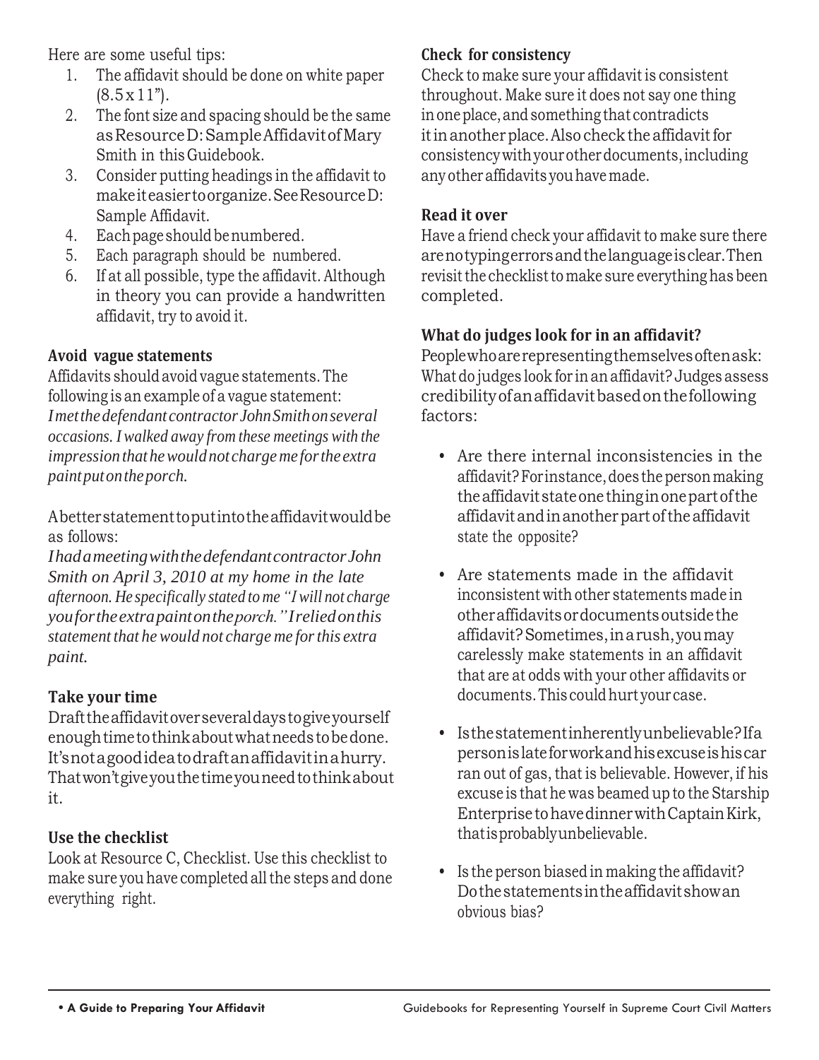Here are some useful tips:

1. The affidavit should be done on white paper (8.5 x 11").
2. The font size and spacing should be the same as Resource D: Sample Affidavit of Mary Smith in this Guidebook.
3. Consider putting headings in the affidavit to make it easier to organize. See Resource D: Sample Affidavit.
4. Each page should be numbered.
5. Each paragraph should be numbered.
6. If at all possible, type the affidavit. Although in theory you can provide a handwritten affidavit, try to avoid it.

### Avoid vague statements

Affidavits should avoid vague statements. The following is an example of a vague statement:
*I met the defendant contractor John Smith on several occasions. I walked away from these meetings with the impression that he would not charge me for the extra paint put on the porch.*

A better statement to put into the affidavit would be as follows:
*I had a meeting with the defendant contractor John Smith on April 3, 2010 at my home in the late afternoon. He specifically stated to me "I will not charge you for the extra paint on the porch." I relied on this statement that he would not charge me for this extra paint.*

### Take your time

Draft the affidavit over several days to give yourself enough time to think about what needs to be done. It's not a good idea to draft an affidavit in a hurry. That won't give you the time you need to think about it.

### Use the checklist

Look at Resource C, Checklist. Use this checklist to make sure you have completed all the steps and done everything right.

### Check for consistency

Check to make sure your affidavit is consistent throughout. Make sure it does not say one thing in one place, and something that contradicts it in another place. Also check the affidavit for consistency with your other documents, including any other affidavits you have made.

### Read it over

Have a friend check your affidavit to make sure there are no typing errors and the language is clear. Then revisit the checklist to make sure everything has been completed.

### What do judges look for in an affidavit?

People who are representing themselves often ask: What do judges look for in an affidavit? Judges assess credibility of an affidavit based on the following factors:

- Are there internal inconsistencies in the affidavit? For instance, does the person making the affidavit state one thing in one part of the affidavit and in another part of the affidavit state the opposite?
- Are statements made in the affidavit inconsistent with other statements made in other affidavits or documents outside the affidavit? Sometimes, in a rush, you may carelessly make statements in an affidavit that are at odds with your other affidavits or documents. This could hurt your case.
- Is the statement inherently unbelievable? If a person is late for work and his excuse is his car ran out of gas, that is believable. However, if his excuse is that he was beamed up to the Starship Enterprise to have dinner with Captain Kirk, that is probably unbelievable.
- Is the person biased in making the affidavit? Do the statements in the affidavit show an obvious bias?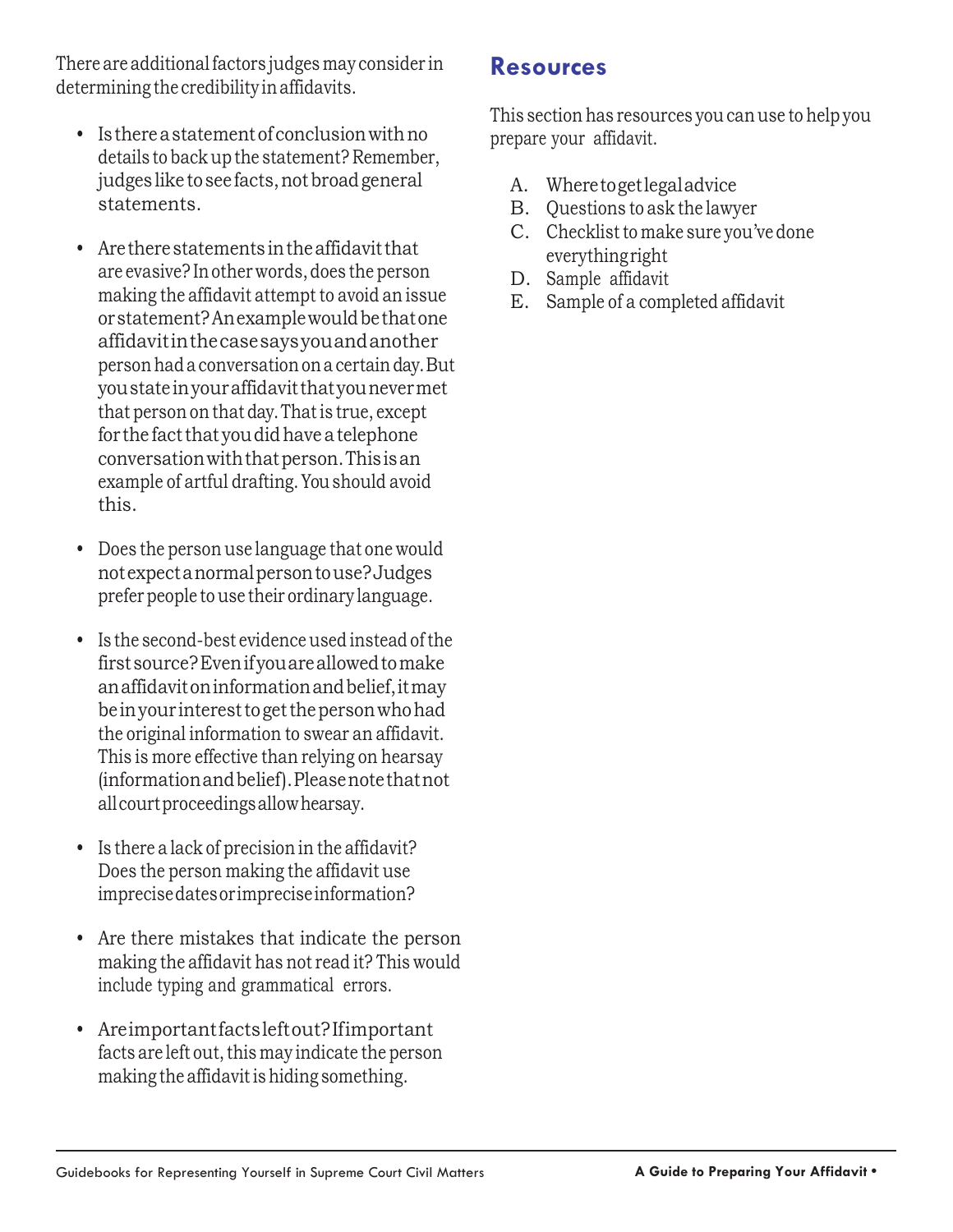There are additional factors judges may consider in determining the credibility in affidavits.

- Is there a statement of conclusion with no details to back up the statement? Remember, judges like to see facts, not broad general statements.
- Are there statements in the affidavit that are evasive? In other words, does the person making the affidavit attempt to avoid an issue or statement? An example would be that one affidavit in the case says you and another person had a conversation on a certain day. But you state in your affidavit that you never met that person on that day. That is true, except for the fact that you did have a telephone conversation with that person. This is an example of artful drafting. You should avoid this.
- Does the person use language that one would not expect a normal person to use? Judges prefer people to use their ordinary language.
- Is the second-best evidence used instead of the first source? Even if you are allowed to make an affidavit on information and belief, it may be in your interest to get the person who had the original information to swear an affidavit. This is more effective than relying on hearsay (information and belief). Please note that not all court proceedings allow hearsay.
- Is there a lack of precision in the affidavit? Does the person making the affidavit use imprecise dates or imprecise information?
- Are there mistakes that indicate the person making the affidavit has not read it? This would include typing and grammatical errors.
- Are important facts left out? If important facts are left out, this may indicate the person making the affidavit is hiding something.

## Resources

This section has resources you can use to help you prepare your affidavit.

A. Where to get legal advice
B. Questions to ask the lawyer
C. Checklist to make sure you've done everything right
D. Sample affidavit
E. Sample of a completed affidavit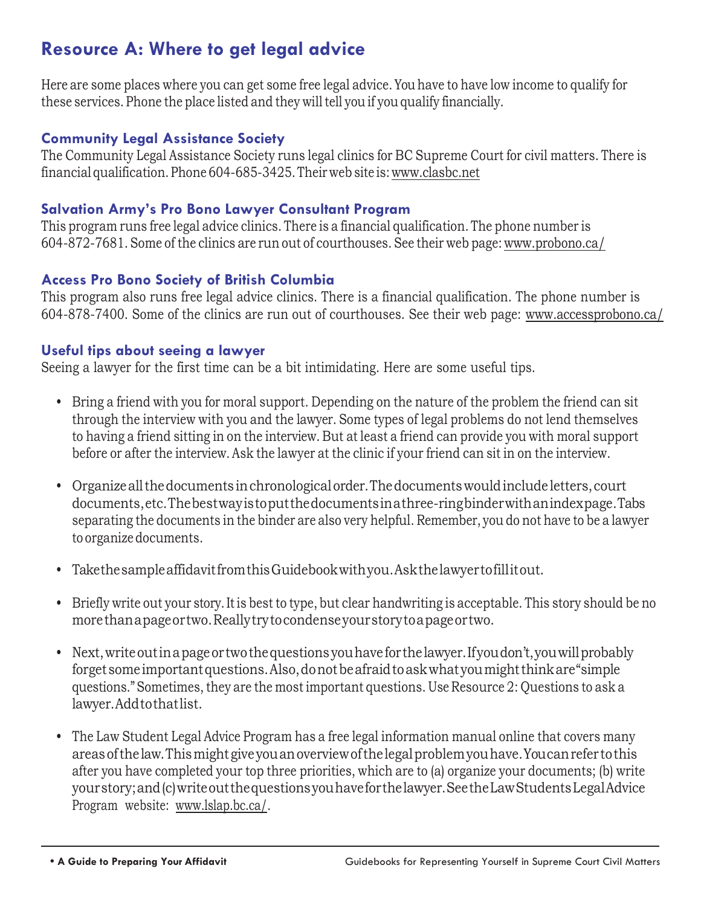## Resource A: Where to get legal advice

Here are some places where you can get some free legal advice. You have to have low income to qualify for these services. Phone the place listed and they will tell you if you qualify financially.

### Community Legal Assistance Society

The Community Legal Assistance Society runs legal clinics for BC Supreme Court for civil matters. There is financial qualification. Phone 604-685-3425. Their web site is: www.clasbc.net

### Salvation Army's Pro Bono Lawyer Consultant Program

This program runs free legal advice clinics. There is a financial qualification. The phone number is 604-872-7681. Some of the clinics are run out of courthouses. See their web page: www.probono.ca/

### Access Pro Bono Society of British Columbia

This program also runs free legal advice clinics. There is a financial qualification. The phone number is 604-878-7400. Some of the clinics are run out of courthouses. See their web page: www.accessprobono.ca/

### Useful tips about seeing a lawyer

Seeing a lawyer for the first time can be a bit intimidating. Here are some useful tips.

- Bring a friend with you for moral support. Depending on the nature of the problem the friend can sit through the interview with you and the lawyer. Some types of legal problems do not lend themselves to having a friend sitting in on the interview. But at least a friend can provide you with moral support before or after the interview. Ask the lawyer at the clinic if your friend can sit in on the interview.

- Organize all the documents in chronological order. The documents would include letters, court documents, etc. The best way is to put the documents in a three-ring binder with an index page. Tabs separating the documents in the binder are also very helpful. Remember, you do not have to be a lawyer to organize documents.

- Take the sample affidavit from this Guidebook with you. Ask the lawyer to fill it out.

- Briefly write out your story. It is best to type, but clear handwriting is acceptable. This story should be no more than a page or two. Really try to condense your story to a page or two.

- Next, write out in a page or two the questions you have for the lawyer. If you don't, you will probably forget some important questions. Also, do not be afraid to ask what you might think are "simple questions." Sometimes, they are the most important questions. Use Resource 2: Questions to ask a lawyer. Add to that list.

- The Law Student Legal Advice Program has a free legal information manual online that covers many areas of the law. This might give you an overview of the legal problem you have. You can refer to this after you have completed your top three priorities, which are to (a) organize your documents; (b) write your story; and (c) write out the questions you have for the lawyer. See the Law Students Legal Advice Program website: www.lslap.bc.ca/.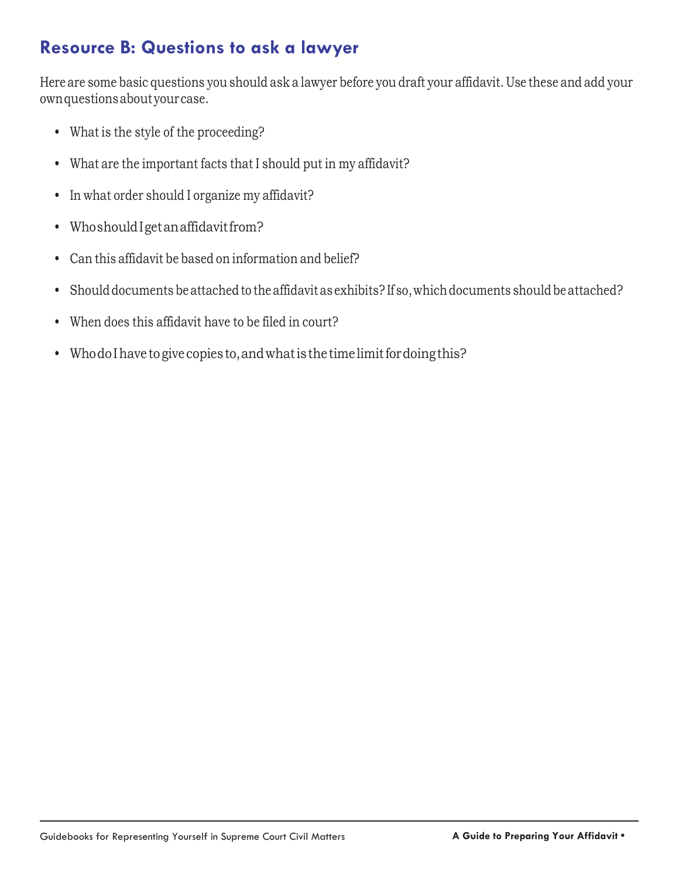## Resource B: Questions to ask a lawyer

Here are some basic questions you should ask a lawyer before you draft your affidavit. Use these and add your own questions about your case.

- What is the style of the proceeding?
- What are the important facts that I should put in my affidavit?
- In what order should I organize my affidavit?
- Who should I get an affidavit from?
- Can this affidavit be based on information and belief?
- Should documents be attached to the affidavit as exhibits? If so, which documents should be attached?
- When does this affidavit have to be filed in court?
- Who do I have to give copies to, and what is the time limit for doing this?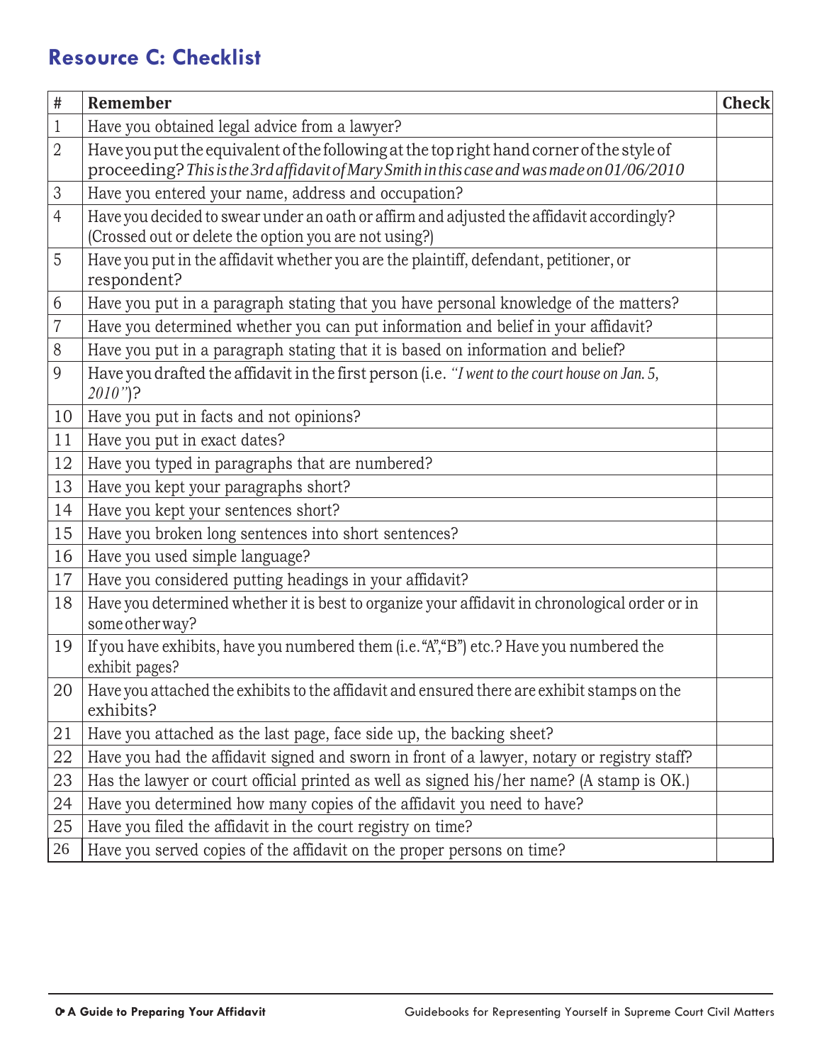## Resource C: Checklist

| # | Remember | Check |
|---|---|---|
| 1 | Have you obtained legal advice from a lawyer? | |
| 2 | Have you put the equivalent of the following at the top right hand corner of the style of proceeding? *This is the 3rd affidavit of Mary Smith in this case and was made on 01/06/2010* | |
| 3 | Have you entered your name, address and occupation? | |
| 4 | Have you decided to swear under an oath or affirm and adjusted the affidavit accordingly? (Crossed out or delete the option you are not using?) | |
| 5 | Have you put in the affidavit whether you are the plaintiff, defendant, petitioner, or respondent? | |
| 6 | Have you put in a paragraph stating that you have personal knowledge of the matters? | |
| 7 | Have you determined whether you can put information and belief in your affidavit? | |
| 8 | Have you put in a paragraph stating that it is based on information and belief? | |
| 9 | Have you drafted the affidavit in the first person (i.e. *"I went to the court house on Jan. 5, 2010"*)? | |
| 10 | Have you put in facts and not opinions? | |
| 11 | Have you put in exact dates? | |
| 12 | Have you typed in paragraphs that are numbered? | |
| 13 | Have you kept your paragraphs short? | |
| 14 | Have you kept your sentences short? | |
| 15 | Have you broken long sentences into short sentences? | |
| 16 | Have you used simple language? | |
| 17 | Have you considered putting headings in your affidavit? | |
| 18 | Have you determined whether it is best to organize your affidavit in chronological order or in some other way? | |
| 19 | If you have exhibits, have you numbered them (i.e. "A", "B") etc.? Have you numbered the exhibit pages? | |
| 20 | Have you attached the exhibits to the affidavit and ensured there are exhibit stamps on the exhibits? | |
| 21 | Have you attached as the last page, face side up, the backing sheet? | |
| 22 | Have you had the affidavit signed and sworn in front of a lawyer, notary or registry staff? | |
| 23 | Has the lawyer or court official printed as well as signed his/her name? (A stamp is OK.) | |
| 24 | Have you determined how many copies of the affidavit you need to have? | |
| 25 | Have you filed the affidavit in the court registry on time? | |
| 26 | Have you served copies of the affidavit on the proper persons on time? | |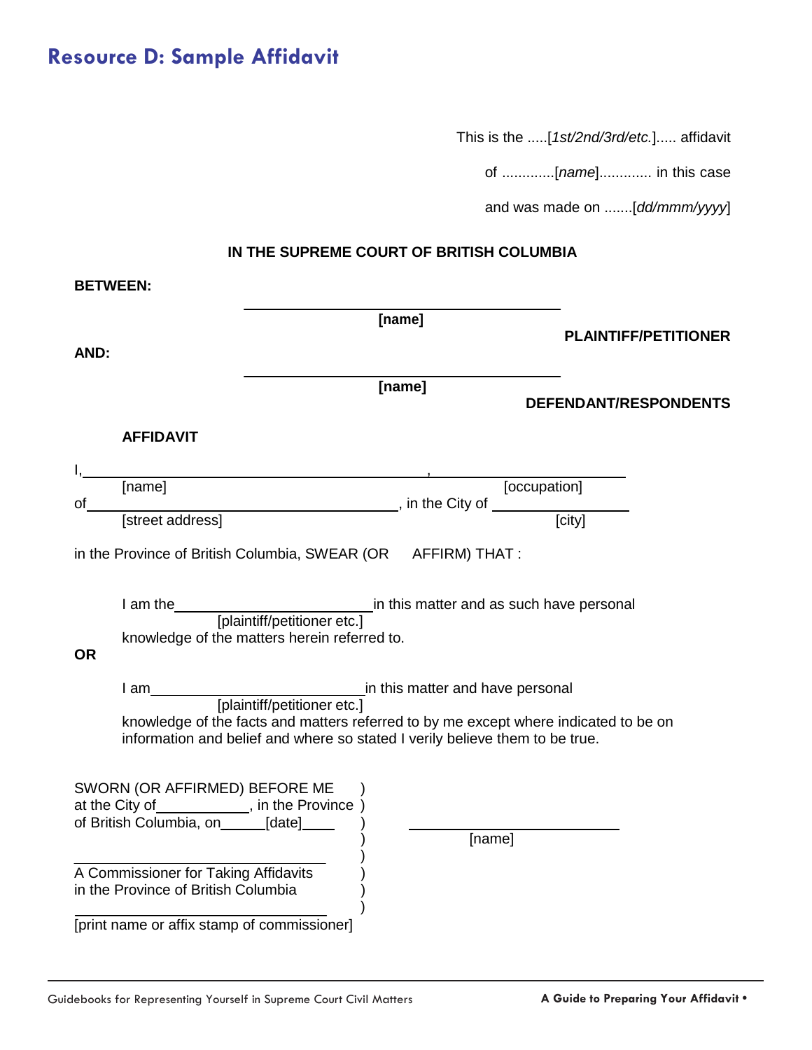# Resource D: Sample Affidavit

This is the .....[*1st/2nd/3rd/etc.*]..... affidavit

of .............[*name*]............. in this case

and was made on .......[*dd/mmm/yyyy*]

**IN THE SUPREME COURT OF BRITISH COLUMBIA**

**BETWEEN:**

______________________________
**[name]**

**PLAINTIFF/PETITIONER**

**AND:**

______________________________
**[name]**

**DEFENDANT/RESPONDENTS**

**AFFIDAVIT**

I, ______________________________, ______________________
[name] [occupation]

of ______________________________, in the City of ______________
[street address] [city]

in the Province of British Columbia, SWEAR (OR AFFIRM) THAT :

I am the ______________________ in this matter and as such have personal
[plaintiff/petitioner etc.]
knowledge of the matters herein referred to.

**OR**

I am ______________________ in this matter and have personal
[plaintiff/petitioner etc.]
knowledge of the facts and matters referred to by me except where indicated to be on information and belief and where so stated I verily believe them to be true.

SWORN (OR AFFIRMED) BEFORE ME )
at the City of __________, in the Province )
of British Columbia, on ______[date]____ )

______________________________ )
A Commissioner for Taking Affidavits )
in the Province of British Columbia )

______________________________ )
[print name or affix stamp of commissioner]

______________________________
[name]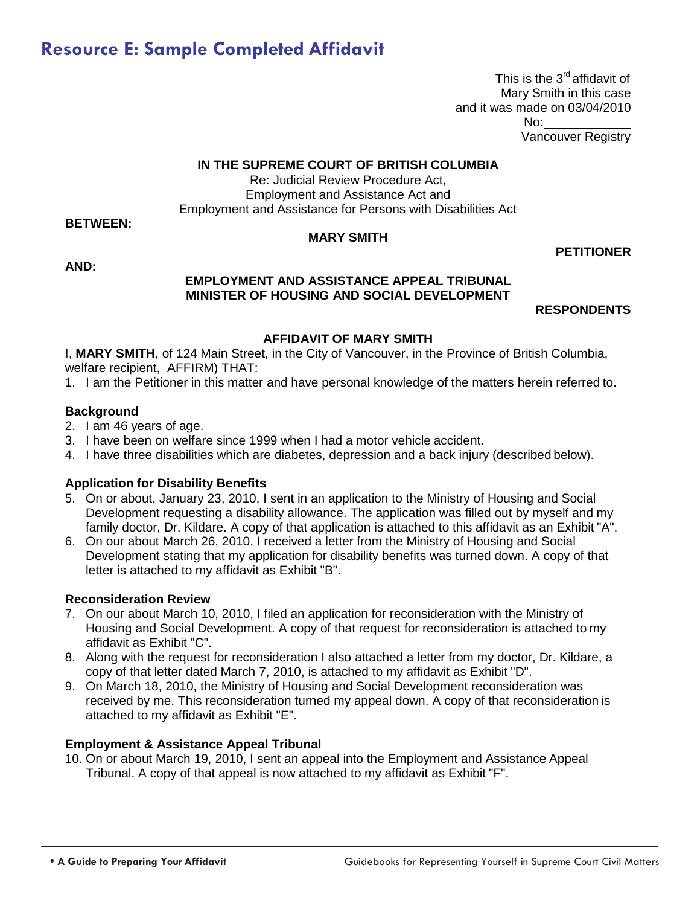# Resource E: Sample Completed Affidavit

This is the 3rd affidavit of
Mary Smith in this case
and it was made on 03/04/2010
No:\_\_\_\_\_\_\_\_\_\_\_\_
Vancouver Registry

**IN THE SUPREME COURT OF BRITISH COLUMBIA**

Re: Judicial Review Procedure Act,
Employment and Assistance Act and
Employment and Assistance for Persons with Disabilities Act

**BETWEEN:**

**MARY SMITH**

**PETITIONER**

**AND:**

**EMPLOYMENT AND ASSISTANCE APPEAL TRIBUNAL**
**MINISTER OF HOUSING AND SOCIAL DEVELOPMENT**

**RESPONDENTS**

**AFFIDAVIT OF MARY SMITH**

I, **MARY SMITH**, of 124 Main Street, in the City of Vancouver, in the Province of British Columbia, welfare recipient, AFFIRM) THAT:

1. I am the Petitioner in this matter and have personal knowledge of the matters herein referred to.

**Background**

2. I am 46 years of age.
3. I have been on welfare since 1999 when I had a motor vehicle accident.
4. I have three disabilities which are diabetes, depression and a back injury (described below).

**Application for Disability Benefits**

5. On or about, January 23, 2010, I sent in an application to the Ministry of Housing and Social Development requesting a disability allowance. The application was filled out by myself and my family doctor, Dr. Kildare. A copy of that application is attached to this affidavit as an Exhibit "A".
6. On our about March 26, 2010, I received a letter from the Ministry of Housing and Social Development stating that my application for disability benefits was turned down. A copy of that letter is attached to my affidavit as Exhibit "B".

**Reconsideration Review**

7. On our about March 10, 2010, I filed an application for reconsideration with the Ministry of Housing and Social Development. A copy of that request for reconsideration is attached to my affidavit as Exhibit "C".
8. Along with the request for reconsideration I also attached a letter from my doctor, Dr. Kildare, a copy of that letter dated March 7, 2010, is attached to my affidavit as Exhibit "D".
9. On March 18, 2010, the Ministry of Housing and Social Development reconsideration was received by me. This reconsideration turned my appeal down. A copy of that reconsideration is attached to my affidavit as Exhibit "E".

**Employment & Assistance Appeal Tribunal**

10. On or about March 19, 2010, I sent an appeal into the Employment and Assistance Appeal Tribunal. A copy of that appeal is now attached to my affidavit as Exhibit "F".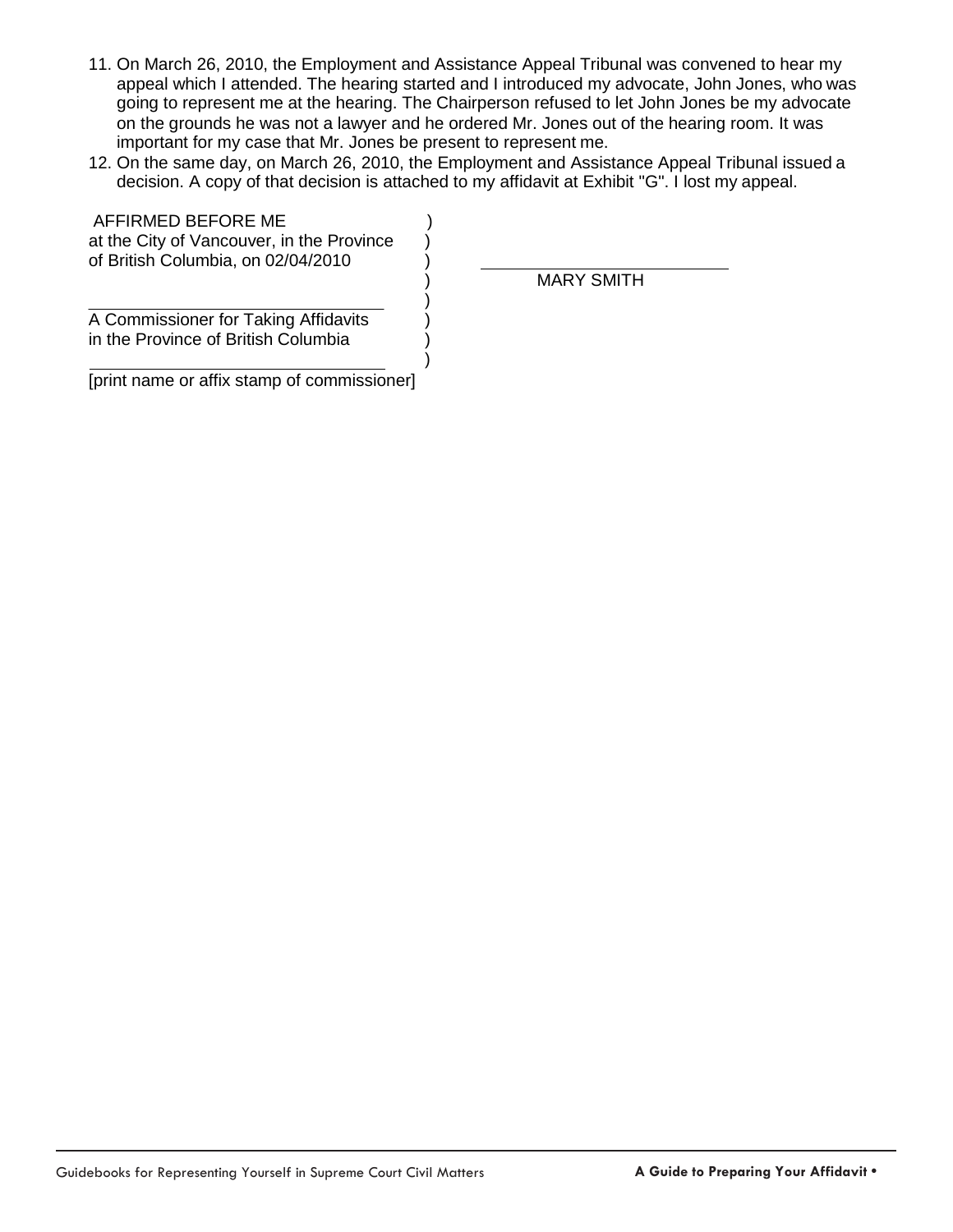11. On March 26, 2010, the Employment and Assistance Appeal Tribunal was convened to hear my appeal which I attended. The hearing started and I introduced my advocate, John Jones, who was going to represent me at the hearing. The Chairperson refused to let John Jones be my advocate on the grounds he was not a lawyer and he ordered Mr. Jones out of the hearing room. It was important for my case that Mr. Jones be present to represent me.
12. On the same day, on March 26, 2010, the Employment and Assistance Appeal Tribunal issued a decision. A copy of that decision is attached to my affidavit at Exhibit "G". I lost my appeal.

| | | |
|---|---|---|
| AFFIRMED BEFORE ME<br>at the City of Vancouver, in the Province<br>of British Columbia, on 02/04/2010 | ) | |
| | ) | \_\_\_\_\_\_\_\_\_\_\_\_\_\_\_\_\_\_\_\_\_\_\_\_<br>MARY SMITH |
| \_\_\_\_\_\_\_\_\_\_\_\_\_\_\_\_\_\_\_\_\_\_\_\_\_\_\_\_<br>A Commissioner for Taking Affidavits<br>in the Province of British Columbia | ) | |
| \_\_\_\_\_\_\_\_\_\_\_\_\_\_\_\_\_\_\_\_\_\_\_\_\_\_\_\_<br>[print name or affix stamp of commissioner] | ) | |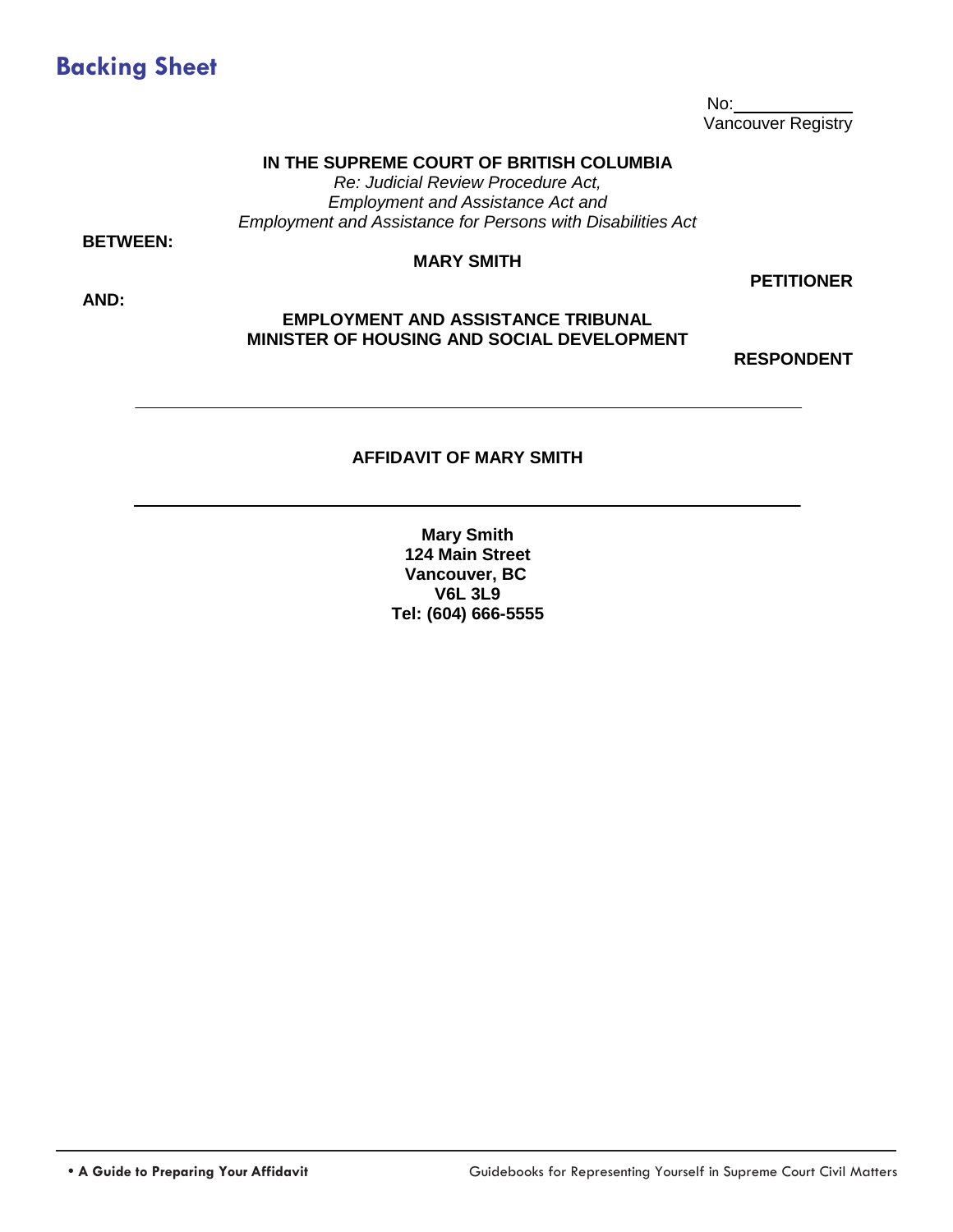## Backing Sheet

No: \_\_\_\_\_\_\_\_\_\_
Vancouver Registry

**IN THE SUPREME COURT OF BRITISH COLUMBIA**

*Re: Judicial Review Procedure Act,*
*Employment and Assistance Act and*
*Employment and Assistance for Persons with Disabilities Act*

**BETWEEN:**

**MARY SMITH**

**PETITIONER**

**AND:**

**EMPLOYMENT AND ASSISTANCE TRIBUNAL**
**MINISTER OF HOUSING AND SOCIAL DEVELOPMENT**

**RESPONDENT**

---

**AFFIDAVIT OF MARY SMITH**

---

**Mary Smith**
**124 Main Street**
**Vancouver, BC**
**V6L 3L9**
**Tel: (604) 666-5555**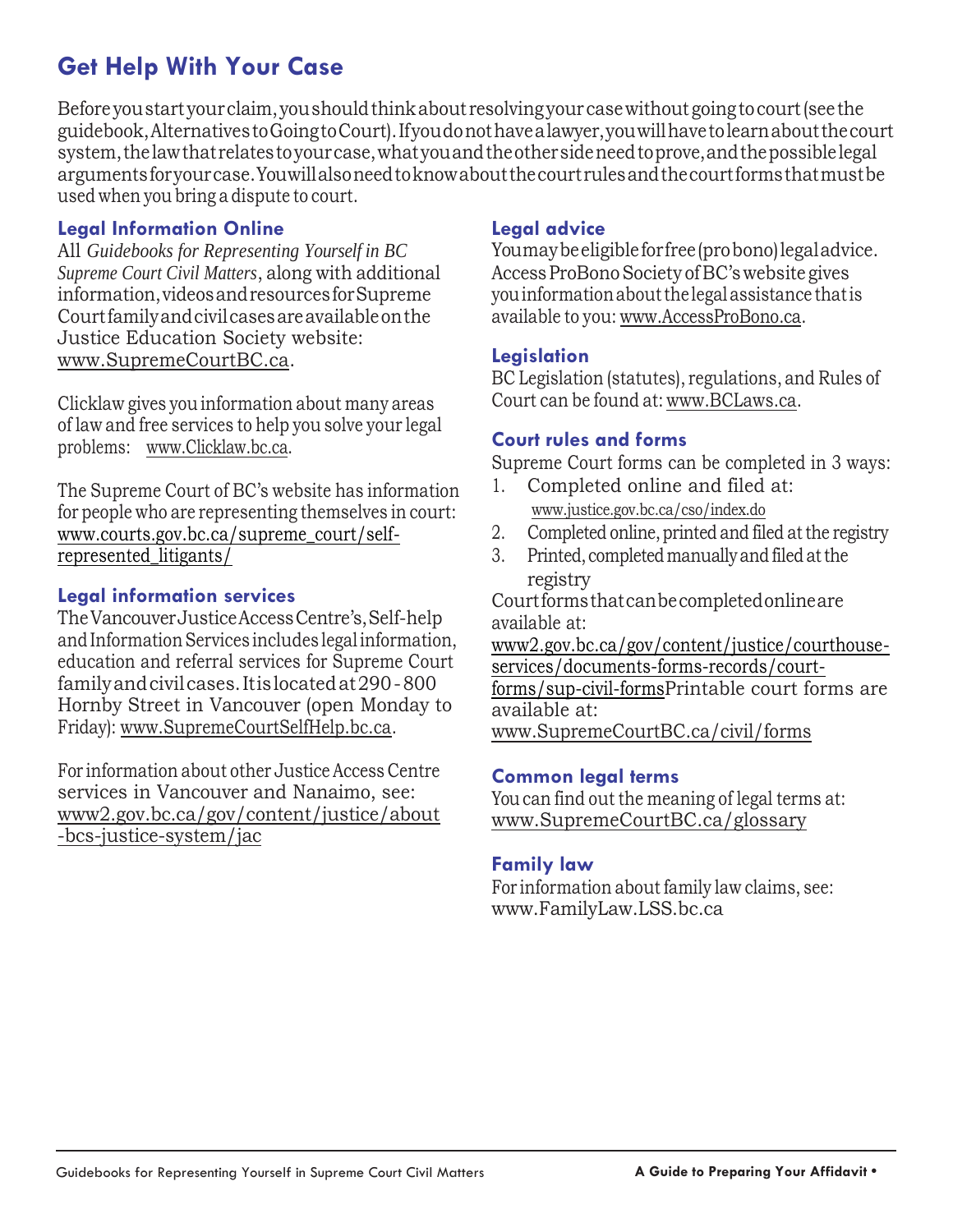## Get Help With Your Case

Before you start your claim, you should think about resolving your case without going to court (see the guidebook, Alternatives to Going to Court). If you do not have a lawyer, you will have to learn about the court system, the law that relates to your case, what you and the other side need to prove, and the possible legal arguments for your case. You will also need to know about the court rules and the court forms that must be used when you bring a dispute to court.

### Legal Information Online

All *Guidebooks for Representing Yourself in BC Supreme Court Civil Matters*, along with additional information, videos and resources for Supreme Court family and civil cases are available on the Justice Education Society website: www.SupremeCourtBC.ca.

Clicklaw gives you information about many areas of law and free services to help you solve your legal problems: www.Clicklaw.bc.ca.

The Supreme Court of BC's website has information for people who are representing themselves in court: www.courts.gov.bc.ca/supreme_court/self-represented_litigants/

### Legal information services

The Vancouver Justice Access Centre's, Self-help and Information Services includes legal information, education and referral services for Supreme Court family and civil cases. It is located at 290 - 800 Hornby Street in Vancouver (open Monday to Friday): www.SupremeCourtSelfHelp.bc.ca.

For information about other Justice Access Centre services in Vancouver and Nanaimo, see: www2.gov.bc.ca/gov/content/justice/about-bcs-justice-system/jac

### Legal advice

You may be eligible for free (pro bono) legal advice. Access ProBono Society of BC's website gives you information about the legal assistance that is available to you: www.AccessProBono.ca.

### Legislation

BC Legislation (statutes), regulations, and Rules of Court can be found at: www.BCLaws.ca.

### Court rules and forms

Supreme Court forms can be completed in 3 ways:

1. Completed online and filed at: www.justice.gov.bc.ca/cso/index.do
2. Completed online, printed and filed at the registry
3. Printed, completed manually and filed at the registry

Court forms that can be completed online are available at: www2.gov.bc.ca/gov/content/justice/courthouse-services/documents-forms-records/court-forms/sup-civil-forms

Printable court forms are available at: www.SupremeCourtBC.ca/civil/forms

### Common legal terms

You can find out the meaning of legal terms at: www.SupremeCourtBC.ca/glossary

### Family law

For information about family law claims, see: www.FamilyLaw.LSS.bc.ca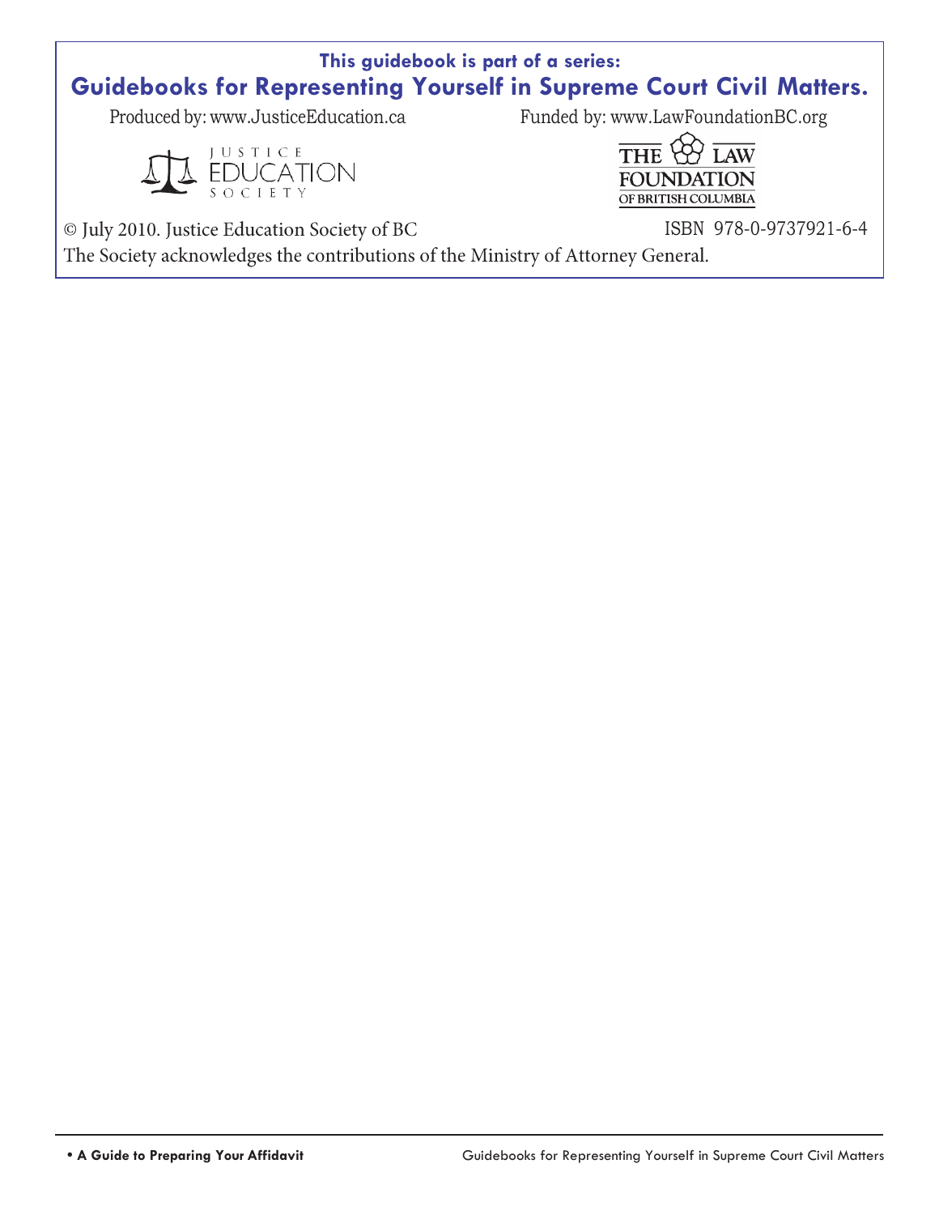**This guidebook is part of a series:**

## Guidebooks for Representing Yourself in Supreme Court Civil Matters.

Produced by: www.JusticeEducation.ca

Funded by: www.LawFoundationBC.org

JUSTICE EDUCATION SOCIETY

THE LAW FOUNDATION OF BRITISH COLUMBIA

© July 2010. Justice Education Society of BC

ISBN 978-0-9737921-6-4

The Society acknowledges the contributions of the Ministry of Attorney General.